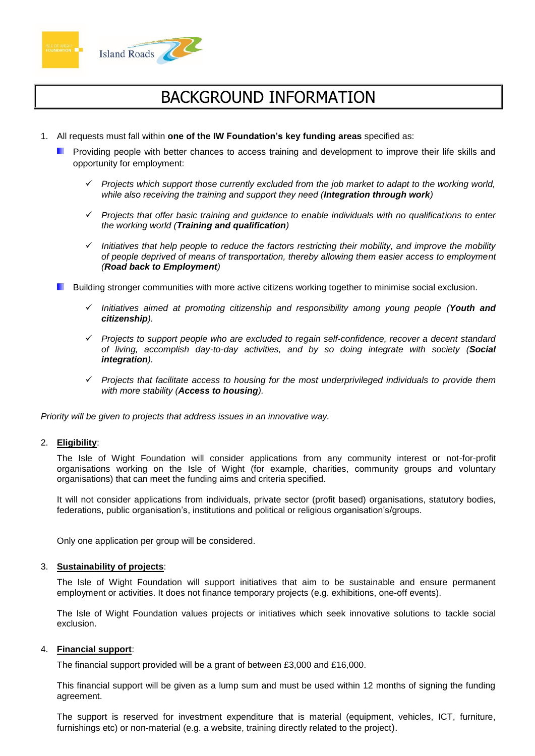# BACKGROUND INFORMATION

1. All requests must fall within **one of the IW Foundation's key funding areas** specified as:

   - Providing people with better chances to access training and development to improve their life skills and opportunity for employment:

     - ✓ *Projects which support those currently excluded from the job market to adapt to the working world, while also receiving the training and support they need (**Integration through work**)*

     - ✓ *Projects that offer basic training and guidance to enable individuals with no qualifications to enter the working world (**Training and qualification**)*

     - ✓ *Initiatives that help people to reduce the factors restricting their mobility, and improve the mobility of people deprived of means of transportation, thereby allowing them easier access to employment (**Road back to Employment**)*

   - Building stronger communities with more active citizens working together to minimise social exclusion.

     - ✓ *Initiatives aimed at promoting citizenship and responsibility among young people (**Youth and citizenship**).*

     - ✓ *Projects to support people who are excluded to regain self-confidence, recover a decent standard of living, accomplish day-to-day activities, and by so doing integrate with society (**Social integration**).*

     - ✓ *Projects that facilitate access to housing for the most underprivileged individuals to provide them with more stability (**Access to housing**).*

*Priority will be given to projects that address issues in an innovative way.*

2. **Eligibility**:

   The Isle of Wight Foundation will consider applications from any community interest or not-for-profit organisations working on the Isle of Wight (for example, charities, community groups and voluntary organisations) that can meet the funding aims and criteria specified.

   It will not consider applications from individuals, private sector (profit based) organisations, statutory bodies, federations, public organisation's, institutions and political or religious organisation's/groups.

   Only one application per group will be considered.

3. **Sustainability of projects**:

   The Isle of Wight Foundation will support initiatives that aim to be sustainable and ensure permanent employment or activities. It does not finance temporary projects (e.g. exhibitions, one-off events).

   The Isle of Wight Foundation values projects or initiatives which seek innovative solutions to tackle social exclusion.

4. **Financial support**:

   The financial support provided will be a grant of between £3,000 and £16,000.

   This financial support will be given as a lump sum and must be used within 12 months of signing the funding agreement.

   The support is reserved for investment expenditure that is material (equipment, vehicles, ICT, furniture, furnishings etc) or non-material (e.g. a website, training directly related to the project).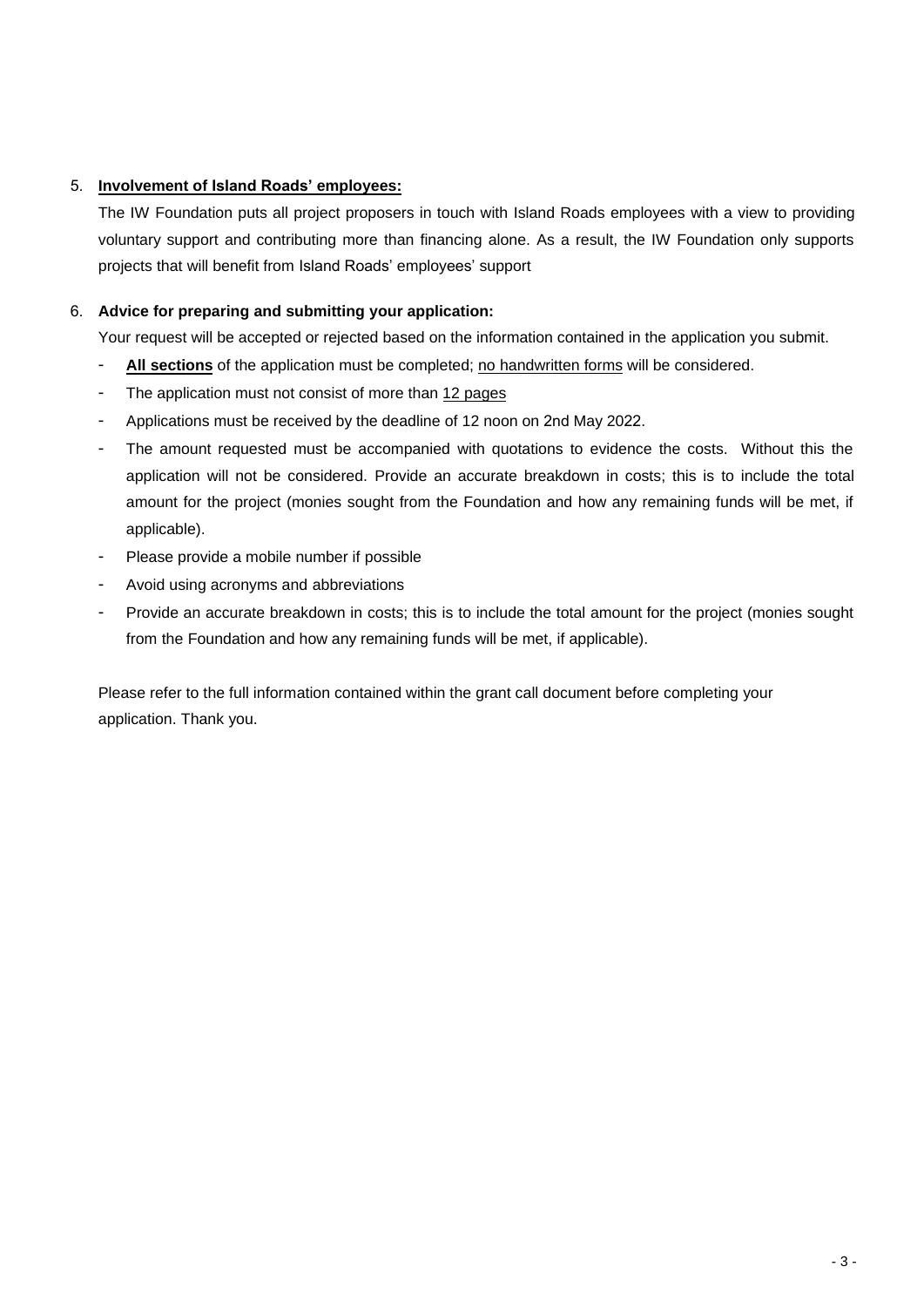5. **Involvement of Island Roads' employees:**

   The IW Foundation puts all project proposers in touch with Island Roads employees with a view to providing voluntary support and contributing more than financing alone. As a result, the IW Foundation only supports projects that will benefit from Island Roads' employees' support

6. **Advice for preparing and submitting your application:**

   Your request will be accepted or rejected based on the information contained in the application you submit.

   - **All sections** of the application must be completed; no handwritten forms will be considered.
   - The application must not consist of more than 12 pages
   - Applications must be received by the deadline of 12 noon on 2nd May 2022.
   - The amount requested must be accompanied with quotations to evidence the costs. Without this the application will not be considered. Provide an accurate breakdown in costs; this is to include the total amount for the project (monies sought from the Foundation and how any remaining funds will be met, if applicable).
   - Please provide a mobile number if possible
   - Avoid using acronyms and abbreviations
   - Provide an accurate breakdown in costs; this is to include the total amount for the project (monies sought from the Foundation and how any remaining funds will be met, if applicable).

   Please refer to the full information contained within the grant call document before completing your application. Thank you.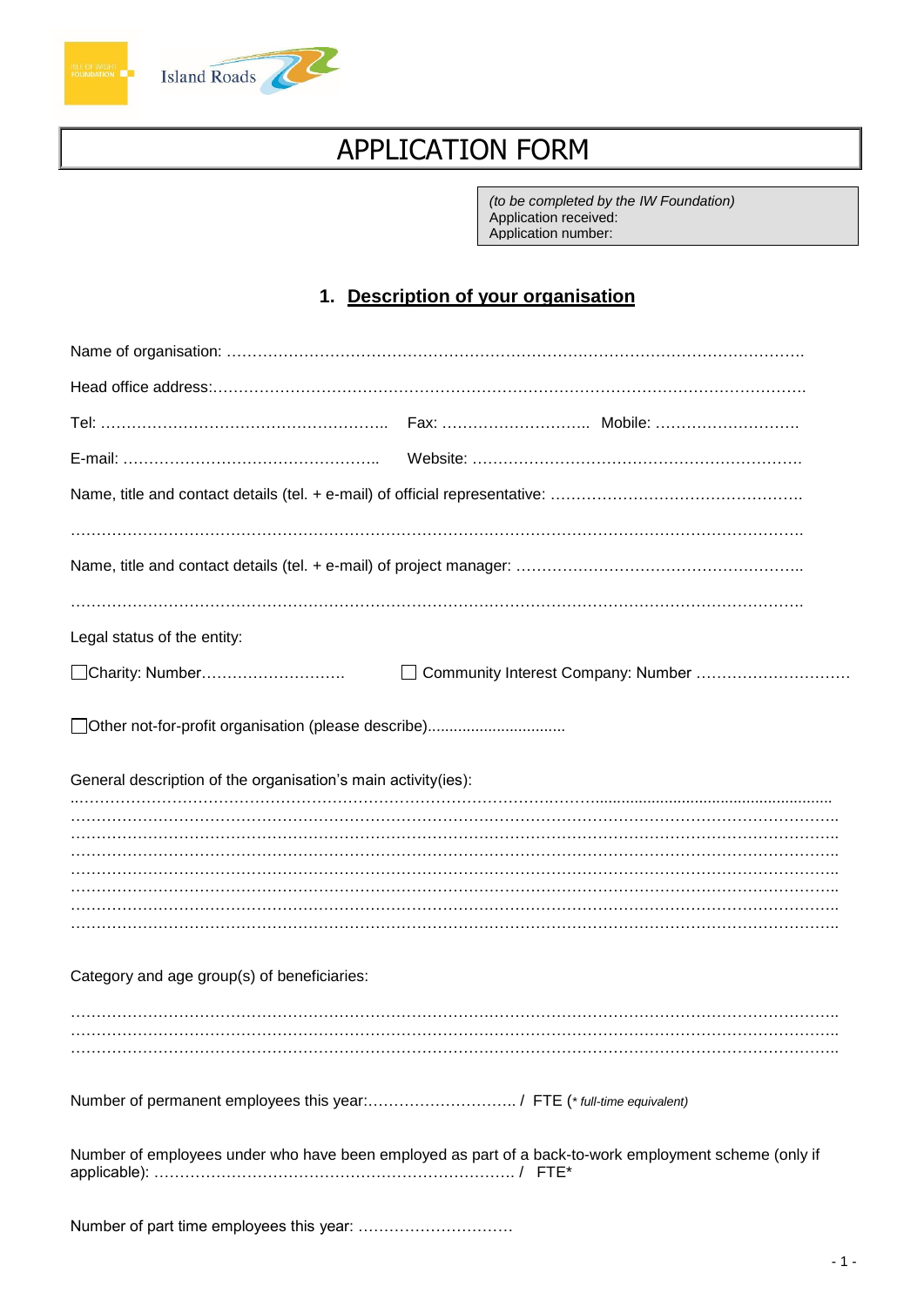# APPLICATION FORM

*(to be completed by the IW Foundation)*
Application received:
Application number:

## 1. Description of your organisation

Name of organisation: …………………………………………………………………………………………………….

Head office address:…………………………………………………………………………………………………….

Tel: ……………………………………………….. Fax: ……………………….. Mobile: ……………………….

E-mail: ………………………………………….. Website: ……………………………………………………….

Name, title and contact details (tel. + e-mail) of official representative: ………………………………………….

…………………………………………………………………………………………………………………………….

Name, title and contact details (tel. + e-mail) of project manager: ………………………………………………..

…………………………………………………………………………………………………………………………….

Legal status of the entity:

☐Charity: Number……………………… ☐ Community Interest Company: Number …………………………

☐Other not-for-profit organisation (please describe)...............................

General description of the organisation's main activity(ies):

………………………………………………………………………………………………………………………………
………………………………………………………………………………………………………………………………
………………………………………………………………………………………………………………………………
………………………………………………………………………………………………………………………………
………………………………………………………………………………………………………………………………
………………………………………………………………………………………………………………………………
………………………………………………………………………………………………………………………………
………………………………………………………………………………………………………………………………

Category and age group(s) of beneficiaries:

………………………………………………………………………………………………………………………………
………………………………………………………………………………………………………………………………
………………………………………………………………………………………………………………………………

Number of permanent employees this year:………………………. / FTE (* *full-time equivalent)*

Number of employees under who have been employed as part of a back-to-work employment scheme (only if applicable): ……………………………………………………………. / FTE*

Number of part time employees this year: …………………………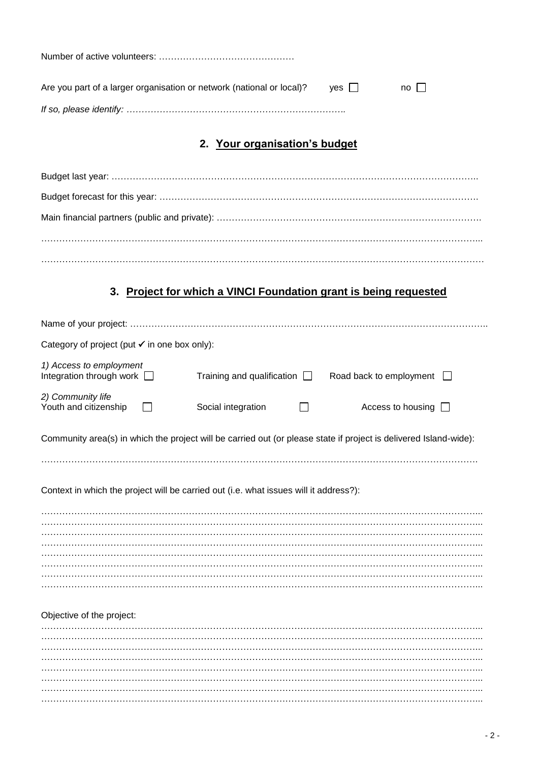Number of active volunteers: ……………………………………

Are you part of a larger organisation or network (national or local)? yes ☐ no ☐

*If so, please identify: ………………………………………………………………*

## 2. Your organisation's budget

Budget last year: ……………………………………………………………………………………………………

Budget forecast for this year: ……………………………………………………………………………………

Main financial partners (public and private): ……………………………………………………………………

……………………………………………………………………………………………………………………………

……………………………………………………………………………………………………………………………

## 3. Project for which a VINCI Foundation grant is being requested

Name of your project: ……………………………………………………………………………………………………

Category of project (put ✔ in one box only):

*1) Access to employment*
Integration through work ☐ Training and qualification ☐ Road back to employment ☐

*2) Community life*
Youth and citizenship ☐ Social integration ☐ Access to housing ☐

Community area(s) in which the project will be carried out (or please state if project is delivered Island-wide):

……………………………………………………………………………………………………………………………

Context in which the project will be carried out (i.e. what issues will it address?):

……………………………………………………………………………………………………………………………
……………………………………………………………………………………………………………………………
……………………………………………………………………………………………………………………………
……………………………………………………………………………………………………………………………
……………………………………………………………………………………………………………………………
……………………………………………………………………………………………………………………………
……………………………………………………………………………………………………………………………
……………………………………………………………………………………………………………………………

Objective of the project:

……………………………………………………………………………………………………………………………
……………………………………………………………………………………………………………………………
……………………………………………………………………………………………………………………………
……………………………………………………………………………………………………………………………
……………………………………………………………………………………………………………………………
……………………………………………………………………………………………………………………………
……………………………………………………………………………………………………………………………
……………………………………………………………………………………………………………………………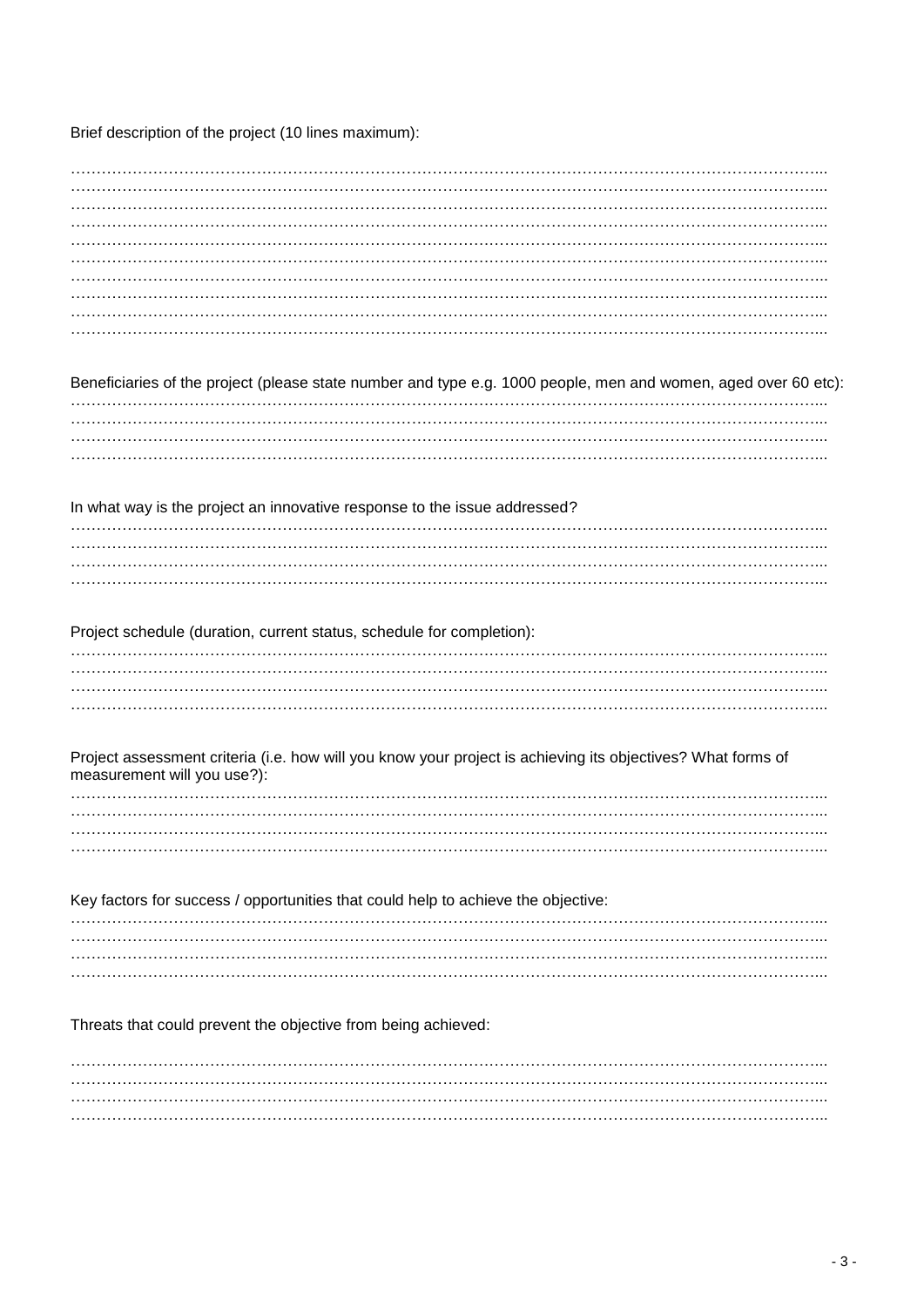Brief description of the project (10 lines maximum):

…………………………………………………………………………………………………………………………...
…………………………………………………………………………………………………………………………...
…………………………………………………………………………………………………………………………...
…………………………………………………………………………………………………………………………...
…………………………………………………………………………………………………………………………...
…………………………………………………………………………………………………………………………...
…………………………………………………………………………………………………………………………...
…………………………………………………………………………………………………………………………...
…………………………………………………………………………………………………………………………...
…………………………………………………………………………………………………………………………...

Beneficiaries of the project (please state number and type e.g. 1000 people, men and women, aged over 60 etc):

…………………………………………………………………………………………………………………………...
…………………………………………………………………………………………………………………………...
…………………………………………………………………………………………………………………………...
…………………………………………………………………………………………………………………………...

In what way is the project an innovative response to the issue addressed?

…………………………………………………………………………………………………………………………...
…………………………………………………………………………………………………………………………...
…………………………………………………………………………………………………………………………...
…………………………………………………………………………………………………………………………...

Project schedule (duration, current status, schedule for completion):

…………………………………………………………………………………………………………………………...
…………………………………………………………………………………………………………………………...
…………………………………………………………………………………………………………………………...
…………………………………………………………………………………………………………………………...

Project assessment criteria (i.e. how will you know your project is achieving its objectives? What forms of measurement will you use?):

…………………………………………………………………………………………………………………………...
…………………………………………………………………………………………………………………………...
…………………………………………………………………………………………………………………………...
…………………………………………………………………………………………………………………………...

Key factors for success / opportunities that could help to achieve the objective:

…………………………………………………………………………………………………………………………...
…………………………………………………………………………………………………………………………...
…………………………………………………………………………………………………………………………...
…………………………………………………………………………………………………………………………...

Threats that could prevent the objective from being achieved:

…………………………………………………………………………………………………………………………...
…………………………………………………………………………………………………………………………...
…………………………………………………………………………………………………………………………...
…………………………………………………………………………………………………………………………...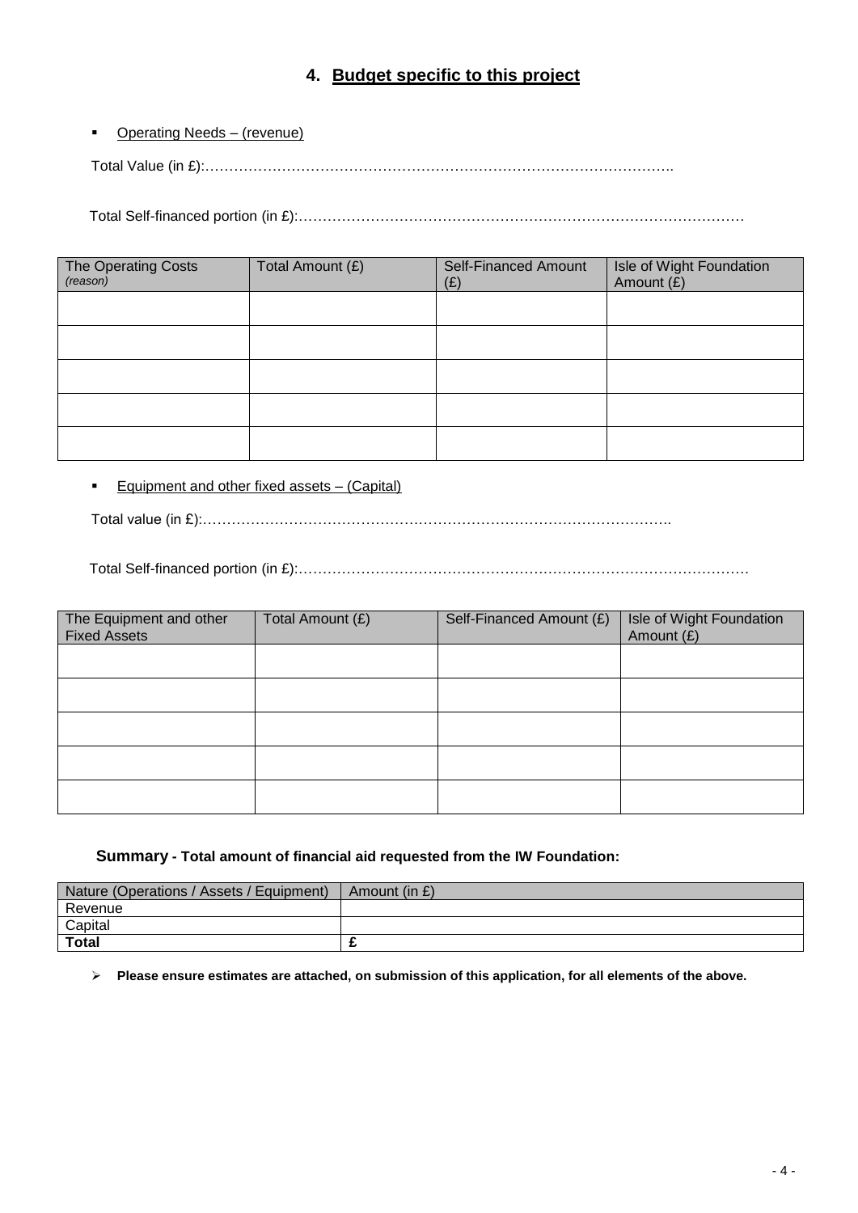## 4. Budget specific to this project

- Operating Needs – (revenue)

Total Value (in £):…………………………………………………………………………………….

Total Self-financed portion (in £):……………………………………………………………………………….

| The Operating Costs *(reason)* | Total Amount (£) | Self-Financed Amount (£) | Isle of Wight Foundation Amount (£) |
|---|---|---|---|
| | | | |
| | | | |
| | | | |
| | | | |
| | | | |

- Equipment and other fixed assets – (Capital)

Total value (in £):…………………………………………………………………………………….

Total Self-financed portion (in £):……………………………………………………………………………….

| The Equipment and other Fixed Assets | Total Amount (£) | Self-Financed Amount (£) | Isle of Wight Foundation Amount (£) |
|---|---|---|---|
| | | | |
| | | | |
| | | | |
| | | | |
| | | | |

### Summary - Total amount of financial aid requested from the IW Foundation:

| Nature (Operations / Assets / Equipment) | Amount (in £) |
|---|---|
| Revenue | |
| Capital | |
| **Total** | **£** |

- **Please ensure estimates are attached, on submission of this application, for all elements of the above.**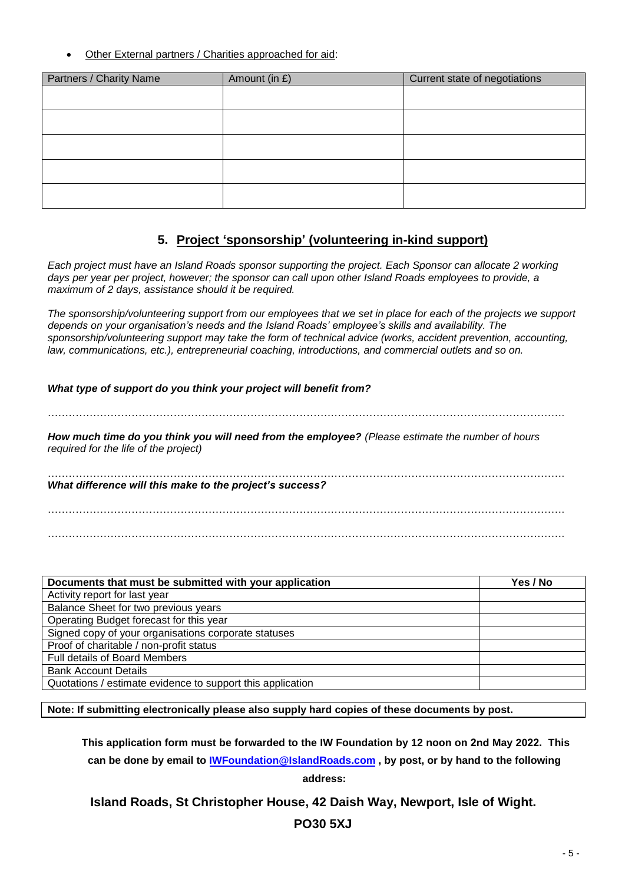- Other External partners / Charities approached for aid:

| Partners / Charity Name | Amount (in £) | Current state of negotiations |
|---|---|---|
| | | |
| | | |
| | | |
| | | |
| | | |

## 5. Project 'sponsorship' (volunteering in-kind support)

*Each project must have an Island Roads sponsor supporting the project. Each Sponsor can allocate 2 working days per year per project, however; the sponsor can call upon other Island Roads employees to provide, a maximum of 2 days, assistance should it be required.*

*The sponsorship/volunteering support from our employees that we set in place for each of the projects we support depends on your organisation's needs and the Island Roads' employee's skills and availability. The sponsorship/volunteering support may take the form of technical advice (works, accident prevention, accounting, law, communications, etc.), entrepreneurial coaching, introductions, and commercial outlets and so on.*

***What type of support do you think your project will benefit from?***

…………………………………………………………………………………………………………………………………

***How much time do you think you will need from the employee?*** *(Please estimate the number of hours required for the life of the project)*

…………………………………………………………………………………………………………………………………

***What difference will this make to the project's success?***

…………………………………………………………………………………………………………………………………

…………………………………………………………………………………………………………………………………

| Documents that must be submitted with your application | Yes / No |
|---|---|
| Activity report for last year | |
| Balance Sheet for two previous years | |
| Operating Budget forecast for this year | |
| Signed copy of your organisations corporate statuses | |
| Proof of charitable / non-profit status | |
| Full details of Board Members | |
| Bank Account Details | |
| Quotations / estimate evidence to support this application | |

**Note: If submitting electronically please also supply hard copies of these documents by post.**

**This application form must be forwarded to the IW Foundation by 12 noon on 2nd May 2022. This can be done by email to IWFoundation@IslandRoads.com , by post, or by hand to the following address:**

**Island Roads, St Christopher House, 42 Daish Way, Newport, Isle of Wight.**

**PO30 5XJ**